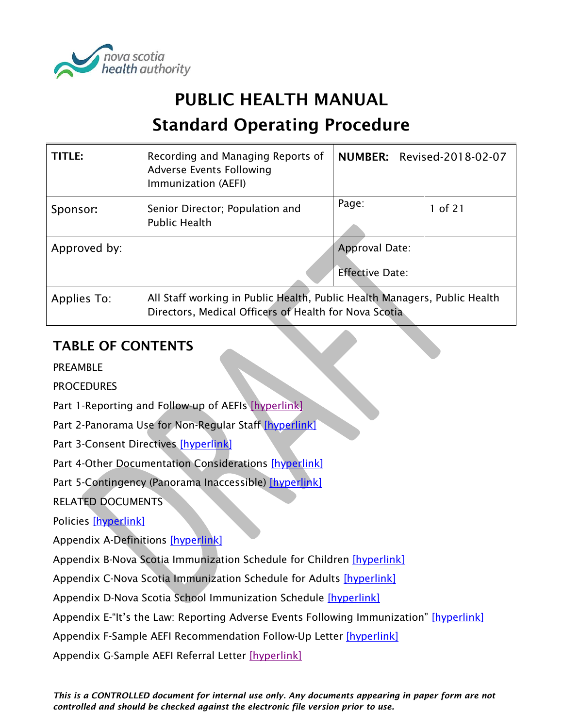# PUBLIC HEALTH MANUAL

# Standard Operating Procedure

| **TITLE:** | Recording and Managing Reports of Adverse Events Following Immunization (AEFI) | **NUMBER:** Revised-2018-02-07 | |
|---|---|---|---|
| Sponsor: | Senior Director; Population and Public Health | Page: | 1 of 21 |
| Approved by: | | Approval Date:<br><br>Effective Date: | |
| Applies To: | All Staff working in Public Health, Public Health Managers, Public Health Directors, Medical Officers of Health for Nova Scotia | | |

## TABLE OF CONTENTS

PREAMBLE

PROCEDURES

Part 1-Reporting and Follow-up of AEFIs [hyperlink]

Part 2-Panorama Use for Non-Regular Staff [hyperlink]

Part 3-Consent Directives [hyperlink]

Part 4-Other Documentation Considerations [hyperlink]

Part 5-Contingency (Panorama Inaccessible) [hyperlink]

RELATED DOCUMENTS

Policies [hyperlink]

Appendix A-Definitions [hyperlink]

Appendix B-Nova Scotia Immunization Schedule for Children [hyperlink]

Appendix C-Nova Scotia Immunization Schedule for Adults [hyperlink]

Appendix D-Nova Scotia School Immunization Schedule [hyperlink]

Appendix E-"It's the Law: Reporting Adverse Events Following Immunization" [hyperlink]

Appendix F-Sample AEFI Recommendation Follow-Up Letter [hyperlink]

Appendix G-Sample AEFI Referral Letter [hyperlink]

*This is a CONTROLLED document for internal use only. Any documents appearing in paper form are not controlled and should be checked against the electronic file version prior to use.*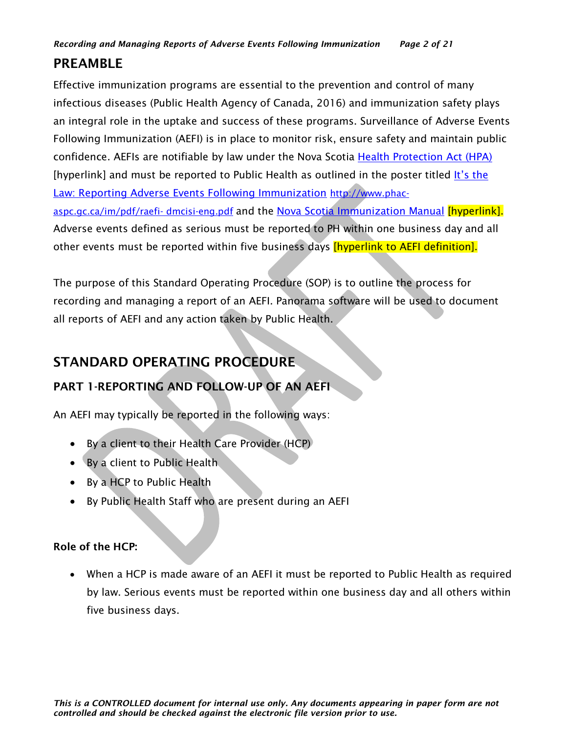## PREAMBLE

Effective immunization programs are essential to the prevention and control of many infectious diseases (Public Health Agency of Canada, 2016) and immunization safety plays an integral role in the uptake and success of these programs. Surveillance of Adverse Events Following Immunization (AEFI) is in place to monitor risk, ensure safety and maintain public confidence. AEFIs are notifiable by law under the Nova Scotia Health Protection Act (HPA) [hyperlink] and must be reported to Public Health as outlined in the poster titled It's the Law: Reporting Adverse Events Following Immunization http://www.phac-aspc.gc.ca/im/pdf/raefi- dmcisi-eng.pdf and the Nova Scotia Immunization Manual [hyperlink]. Adverse events defined as serious must be reported to PH within one business day and all other events must be reported within five business days [hyperlink to AEFI definition].

The purpose of this Standard Operating Procedure (SOP) is to outline the process for recording and managing a report of an AEFI. Panorama software will be used to document all reports of AEFI and any action taken by Public Health.

## STANDARD OPERATING PROCEDURE

### PART 1-REPORTING AND FOLLOW-UP OF AN AEFI

An AEFI may typically be reported in the following ways:

- By a client to their Health Care Provider (HCP)
- By a client to Public Health
- By a HCP to Public Health
- By Public Health Staff who are present during an AEFI

**Role of the HCP:**

- When a HCP is made aware of an AEFI it must be reported to Public Health as required by law. Serious events must be reported within one business day and all others within five business days.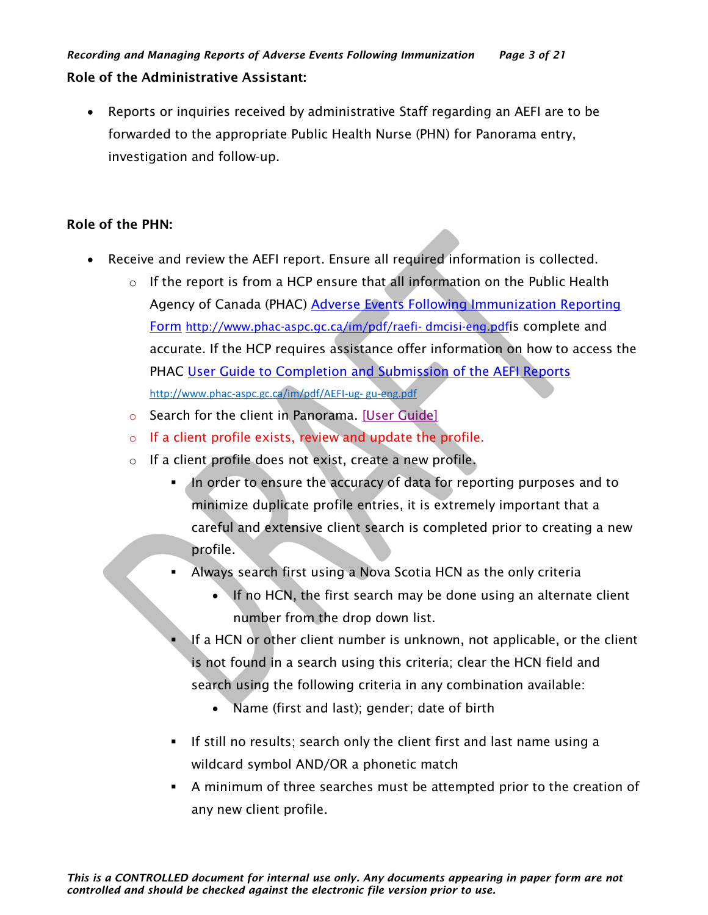**Role of the Administrative Assistant:**

- Reports or inquiries received by administrative Staff regarding an AEFI are to be forwarded to the appropriate Public Health Nurse (PHN) for Panorama entry, investigation and follow-up.

**Role of the PHN:**

- Receive and review the AEFI report. Ensure all required information is collected.
  - If the report is from a HCP ensure that all information on the Public Health Agency of Canada (PHAC) [Adverse Events Following Immunization Reporting Form](http://www.phac-aspc.gc.ca/im/pdf/raefi-dmcisi-eng.pdf) http://www.phac-aspc.gc.ca/im/pdf/raefi- dmcisi-eng.pdfis complete and accurate. If the HCP requires assistance offer information on how to access the PHAC [User Guide to Completion and Submission of the AEFI Reports](http://www.phac-aspc.gc.ca/im/pdf/AEFI-ug-gu-eng.pdf) http://www.phac-aspc.gc.ca/im/pdf/AEFI-ug- gu-eng.pdf
  - Search for the client in Panorama. [User Guide]
  - If a client profile exists, review and update the profile.
  - If a client profile does not exist, create a new profile.
    - In order to ensure the accuracy of data for reporting purposes and to minimize duplicate profile entries, it is extremely important that a careful and extensive client search is completed prior to creating a new profile.
    - Always search first using a Nova Scotia HCN as the only criteria
      - If no HCN, the first search may be done using an alternate client number from the drop down list.
    - If a HCN or other client number is unknown, not applicable, or the client is not found in a search using this criteria; clear the HCN field and search using the following criteria in any combination available:
      - Name (first and last); gender; date of birth
    - If still no results; search only the client first and last name using a wildcard symbol AND/OR a phonetic match
    - A minimum of three searches must be attempted prior to the creation of any new client profile.

*This is a CONTROLLED document for internal use only. Any documents appearing in paper form are not controlled and should be checked against the electronic file version prior to use.*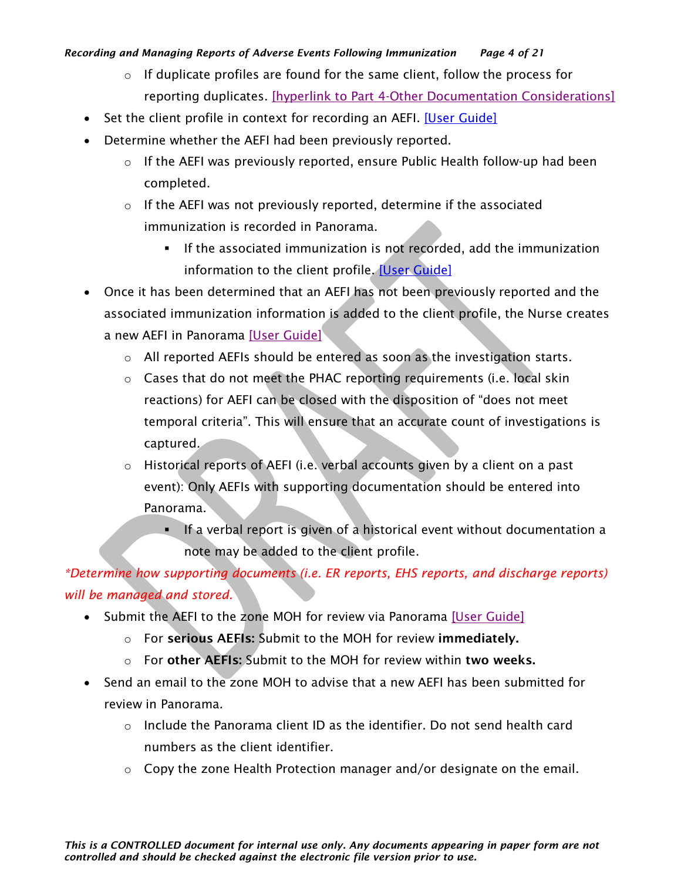- If duplicate profiles are found for the same client, follow the process for reporting duplicates. [hyperlink to Part 4-Other Documentation Considerations]
- Set the client profile in context for recording an AEFI. [User Guide]
- Determine whether the AEFI had been previously reported.
    - If the AEFI was previously reported, ensure Public Health follow-up had been completed.
    - If the AEFI was not previously reported, determine if the associated immunization is recorded in Panorama.
        - If the associated immunization is not recorded, add the immunization information to the client profile. [User Guide]
- Once it has been determined that an AEFI has not been previously reported and the associated immunization information is added to the client profile, the Nurse creates a new AEFI in Panorama [User Guide]
    - All reported AEFIs should be entered as soon as the investigation starts.
    - Cases that do not meet the PHAC reporting requirements (i.e. local skin reactions) for AEFI can be closed with the disposition of "does not meet temporal criteria". This will ensure that an accurate count of investigations is captured.
    - Historical reports of AEFI (i.e. verbal accounts given by a client on a past event): Only AEFIs with supporting documentation should be entered into Panorama.
        - If a verbal report is given of a historical event without documentation a note may be added to the client profile.

*\*Determine how supporting documents (i.e. ER reports, EHS reports, and discharge reports) will be managed and stored.*

- Submit the AEFI to the zone MOH for review via Panorama [User Guide]
    - For **serious AEFIs:** Submit to the MOH for review **immediately.**
    - For **other AEFIs:** Submit to the MOH for review within **two weeks.**
- Send an email to the zone MOH to advise that a new AEFI has been submitted for review in Panorama.
    - Include the Panorama client ID as the identifier. Do not send health card numbers as the client identifier.
    - Copy the zone Health Protection manager and/or designate on the email.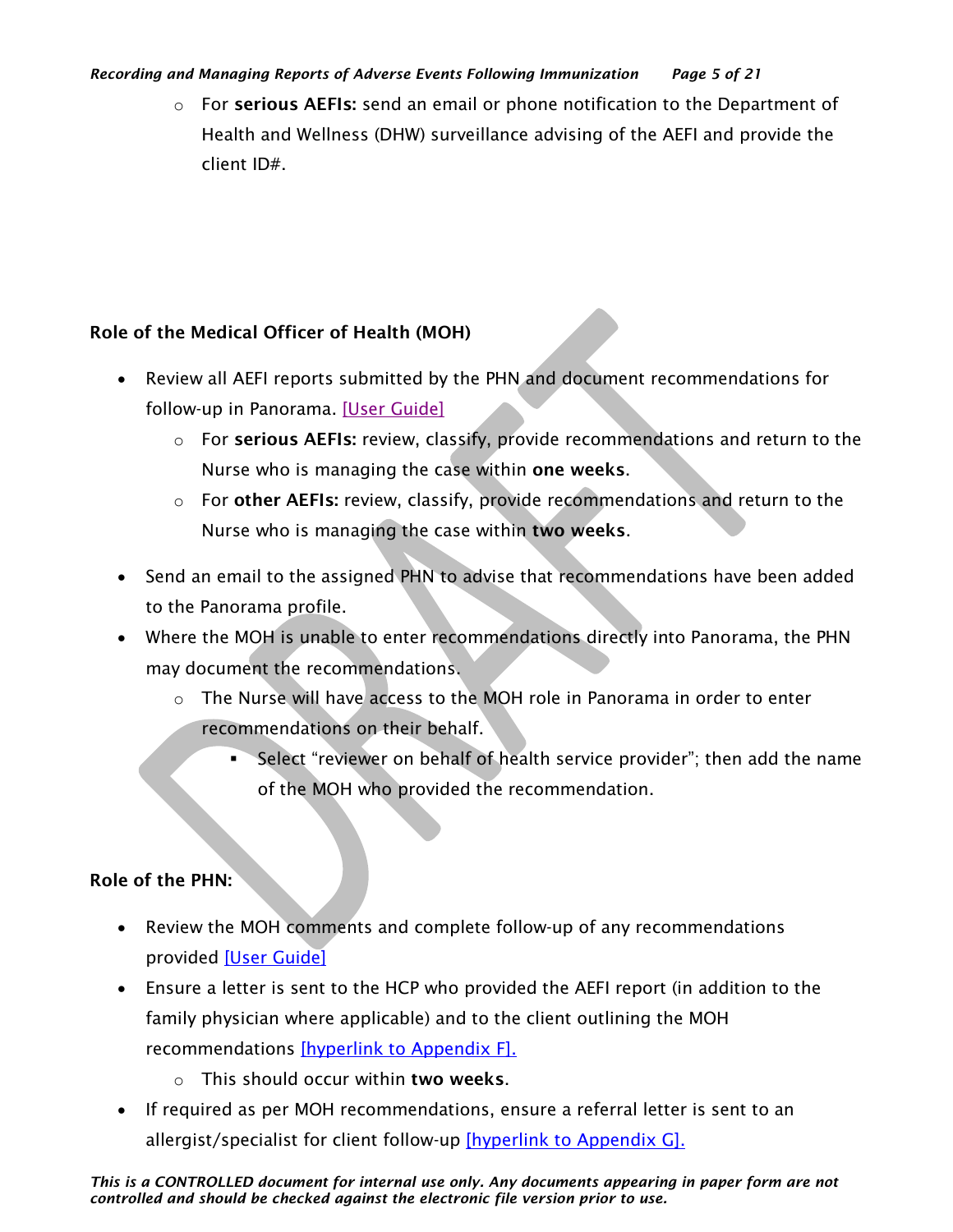- For **serious AEFIs:** send an email or phone notification to the Department of Health and Wellness (DHW) surveillance advising of the AEFI and provide the client ID#.

**Role of the Medical Officer of Health (MOH)**

- Review all AEFI reports submitted by the PHN and document recommendations for follow-up in Panorama. [User Guide]
  - For **serious AEFIs:** review, classify, provide recommendations and return to the Nurse who is managing the case within **one weeks**.
  - For **other AEFIs:** review, classify, provide recommendations and return to the Nurse who is managing the case within **two weeks**.
- Send an email to the assigned PHN to advise that recommendations have been added to the Panorama profile.
- Where the MOH is unable to enter recommendations directly into Panorama, the PHN may document the recommendations.
  - The Nurse will have access to the MOH role in Panorama in order to enter recommendations on their behalf.
    - Select "reviewer on behalf of health service provider"; then add the name of the MOH who provided the recommendation.

**Role of the PHN:**

- Review the MOH comments and complete follow-up of any recommendations provided [User Guide]
- Ensure a letter is sent to the HCP who provided the AEFI report (in addition to the family physician where applicable) and to the client outlining the MOH recommendations [hyperlink to Appendix F].
  - This should occur within **two weeks**.
- If required as per MOH recommendations, ensure a referral letter is sent to an allergist/specialist for client follow-up [hyperlink to Appendix G].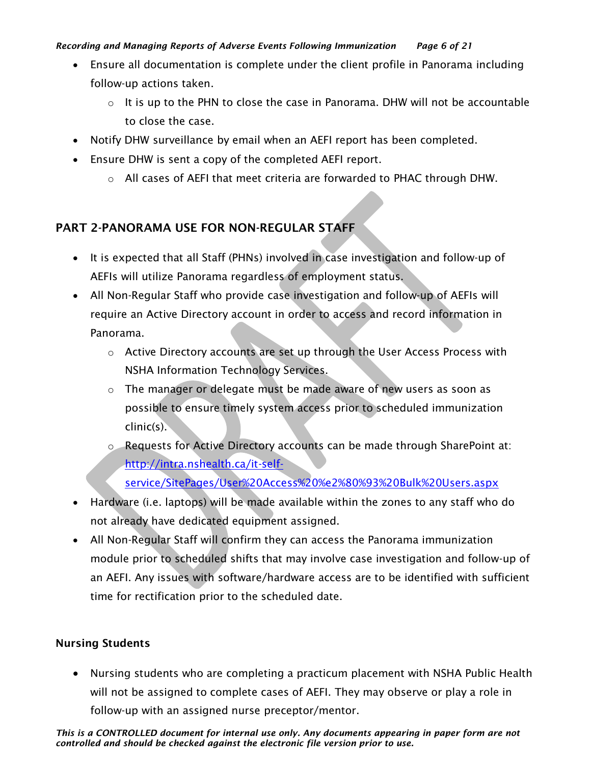- Ensure all documentation is complete under the client profile in Panorama including follow-up actions taken.
    - It is up to the PHN to close the case in Panorama. DHW will not be accountable to close the case.
- Notify DHW surveillance by email when an AEFI report has been completed.
- Ensure DHW is sent a copy of the completed AEFI report.
    - All cases of AEFI that meet criteria are forwarded to PHAC through DHW.

## PART 2-PANORAMA USE FOR NON-REGULAR STAFF

- It is expected that all Staff (PHNs) involved in case investigation and follow-up of AEFIs will utilize Panorama regardless of employment status.
- All Non-Regular Staff who provide case investigation and follow-up of AEFIs will require an Active Directory account in order to access and record information in Panorama.
    - Active Directory accounts are set up through the User Access Process with NSHA Information Technology Services.
    - The manager or delegate must be made aware of new users as soon as possible to ensure timely system access prior to scheduled immunization clinic(s).
    - Requests for Active Directory accounts can be made through SharePoint at: [http://intra.nshealth.ca/it-self-service/SitePages/User%20Access%20%e2%80%93%20Bulk%20Users.aspx](http://intra.nshealth.ca/it-self-service/SitePages/User%20Access%20%e2%80%93%20Bulk%20Users.aspx)
- Hardware (i.e. laptops) will be made available within the zones to any staff who do not already have dedicated equipment assigned.
- All Non-Regular Staff will confirm they can access the Panorama immunization module prior to scheduled shifts that may involve case investigation and follow-up of an AEFI. Any issues with software/hardware access are to be identified with sufficient time for rectification prior to the scheduled date.

### Nursing Students

- Nursing students who are completing a practicum placement with NSHA Public Health will not be assigned to complete cases of AEFI. They may observe or play a role in follow-up with an assigned nurse preceptor/mentor.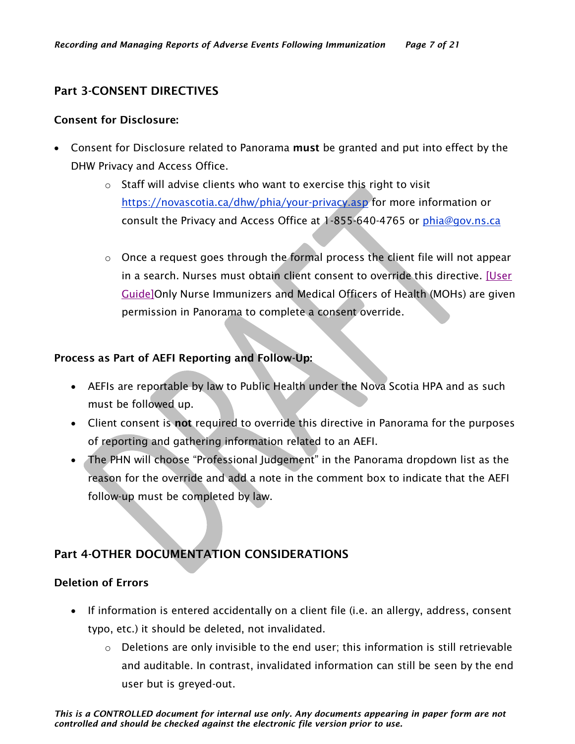## Part 3-CONSENT DIRECTIVES

### Consent for Disclosure:

- Consent for Disclosure related to Panorama **must** be granted and put into effect by the DHW Privacy and Access Office.
    - Staff will advise clients who want to exercise this right to visit https://novascotia.ca/dhw/phia/your-privacy.asp for more information or consult the Privacy and Access Office at 1-855-640-4765 or phia@gov.ns.ca
    - Once a request goes through the formal process the client file will not appear in a search. Nurses must obtain client consent to override this directive. [User Guide]Only Nurse Immunizers and Medical Officers of Health (MOHs) are given permission in Panorama to complete a consent override.

### Process as Part of AEFI Reporting and Follow-Up:

- AEFIs are reportable by law to Public Health under the Nova Scotia HPA and as such must be followed up.
- Client consent is **not** required to override this directive in Panorama for the purposes of reporting and gathering information related to an AEFI.
- The PHN will choose "Professional Judgement" in the Panorama dropdown list as the reason for the override and add a note in the comment box to indicate that the AEFI follow-up must be completed by law.

## Part 4-OTHER DOCUMENTATION CONSIDERATIONS

### Deletion of Errors

- If information is entered accidentally on a client file (i.e. an allergy, address, consent typo, etc.) it should be deleted, not invalidated.
    - Deletions are only invisible to the end user; this information is still retrievable and auditable. In contrast, invalidated information can still be seen by the end user but is greyed-out.

*This is a CONTROLLED document for internal use only. Any documents appearing in paper form are not controlled and should be checked against the electronic file version prior to use.*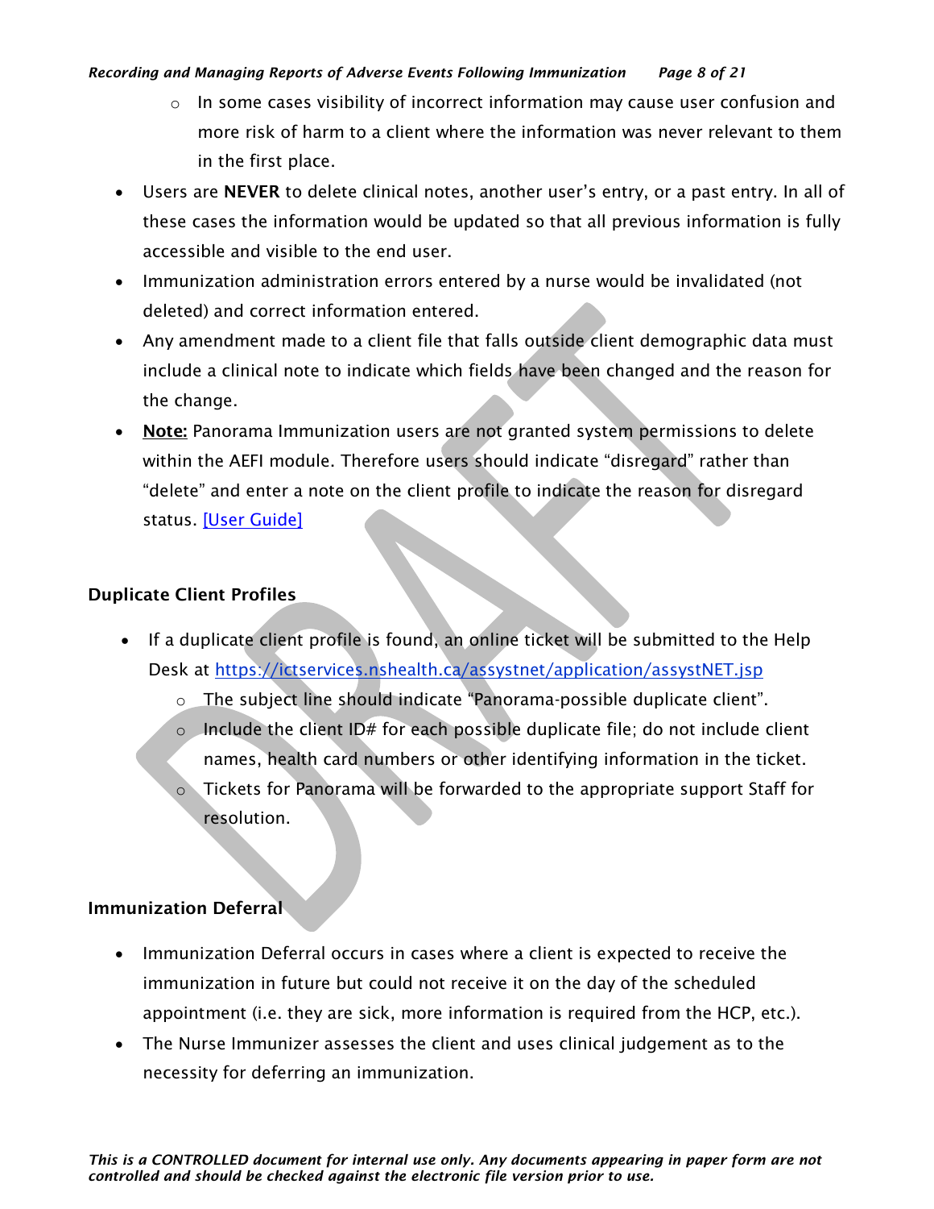- In some cases visibility of incorrect information may cause user confusion and more risk of harm to a client where the information was never relevant to them in the first place.
- Users are **NEVER** to delete clinical notes, another user's entry, or a past entry. In all of these cases the information would be updated so that all previous information is fully accessible and visible to the end user.
- Immunization administration errors entered by a nurse would be invalidated (not deleted) and correct information entered.
- Any amendment made to a client file that falls outside client demographic data must include a clinical note to indicate which fields have been changed and the reason for the change.
- **Note:** Panorama Immunization users are not granted system permissions to delete within the AEFI module. Therefore users should indicate "disregard" rather than "delete" and enter a note on the client profile to indicate the reason for disregard status. [User Guide]

## Duplicate Client Profiles

- If a duplicate client profile is found, an online ticket will be submitted to the Help Desk at https://ictservices.nshealth.ca/assystnet/application/assystNET.jsp
    - The subject line should indicate "Panorama-possible duplicate client".
    - Include the client ID# for each possible duplicate file; do not include client names, health card numbers or other identifying information in the ticket.
    - Tickets for Panorama will be forwarded to the appropriate support Staff for resolution.

## Immunization Deferral

- Immunization Deferral occurs in cases where a client is expected to receive the immunization in future but could not receive it on the day of the scheduled appointment (i.e. they are sick, more information is required from the HCP, etc.).
- The Nurse Immunizer assesses the client and uses clinical judgement as to the necessity for deferring an immunization.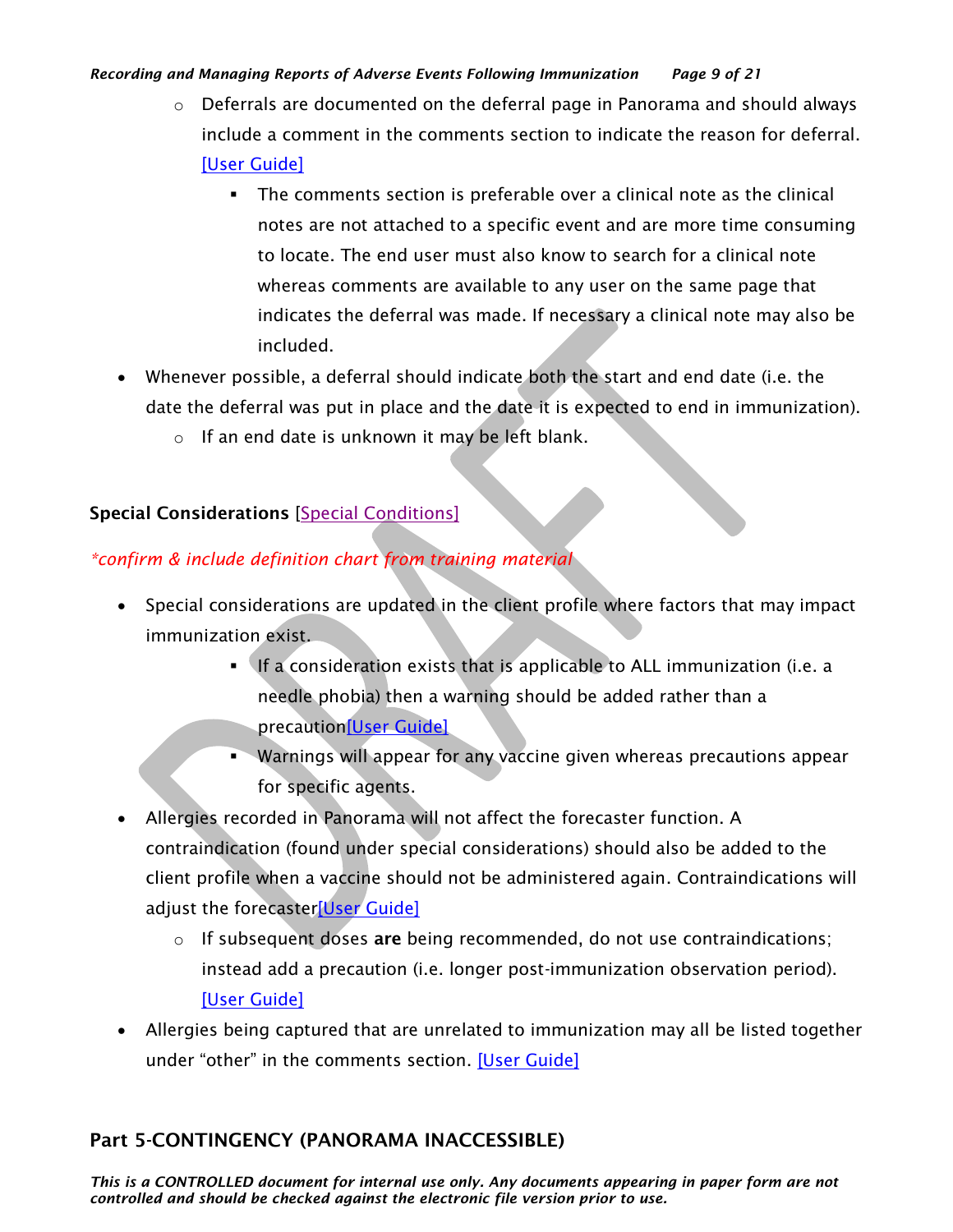- Deferrals are documented on the deferral page in Panorama and should always include a comment in the comments section to indicate the reason for deferral. [User Guide]
  - The comments section is preferable over a clinical note as the clinical notes are not attached to a specific event and are more time consuming to locate. The end user must also know to search for a clinical note whereas comments are available to any user on the same page that indicates the deferral was made. If necessary a clinical note may also be included.

- Whenever possible, a deferral should indicate both the start and end date (i.e. the date the deferral was put in place and the date it is expected to end in immunization).
  - If an end date is unknown it may be left blank.

**Special Considerations** [Special Conditions]

*\*confirm & include definition chart from training material*

- Special considerations are updated in the client profile where factors that may impact immunization exist.
  - If a consideration exists that is applicable to ALL immunization (i.e. a needle phobia) then a warning should be added rather than a precaution[User Guide]
  - Warnings will appear for any vaccine given whereas precautions appear for specific agents.
- Allergies recorded in Panorama will not affect the forecaster function. A contraindication (found under special considerations) should also be added to the client profile when a vaccine should not be administered again. Contraindications will adjust the forecaster[User Guide]
  - If subsequent doses **are** being recommended, do not use contraindications; instead add a precaution (i.e. longer post-immunization observation period). [User Guide]
- Allergies being captured that are unrelated to immunization may all be listed together under "other" in the comments section. [User Guide]

## Part 5-CONTINGENCY (PANORAMA INACCESSIBLE)

***This is a CONTROLLED document for internal use only. Any documents appearing in paper form are not controlled and should be checked against the electronic file version prior to use.***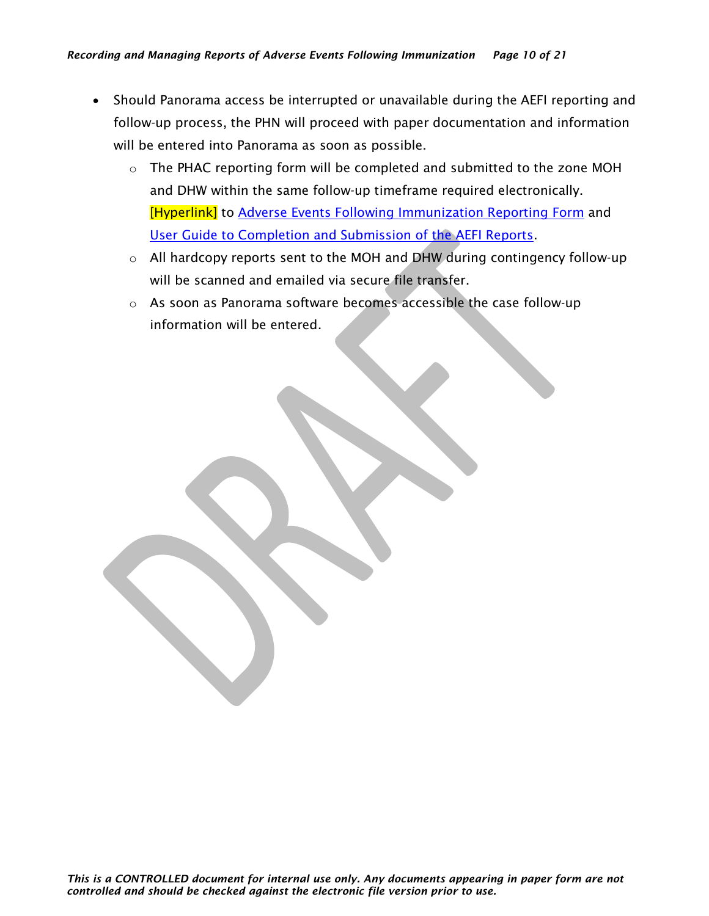- Should Panorama access be interrupted or unavailable during the AEFI reporting and follow-up process, the PHN will proceed with paper documentation and information will be entered into Panorama as soon as possible.
    - The PHAC reporting form will be completed and submitted to the zone MOH and DHW within the same follow-up timeframe required electronically. [Hyperlink] to Adverse Events Following Immunization Reporting Form and User Guide to Completion and Submission of the AEFI Reports.
    - All hardcopy reports sent to the MOH and DHW during contingency follow-up will be scanned and emailed via secure file transfer.
    - As soon as Panorama software becomes accessible the case follow-up information will be entered.

*This is a CONTROLLED document for internal use only. Any documents appearing in paper form are not controlled and should be checked against the electronic file version prior to use.*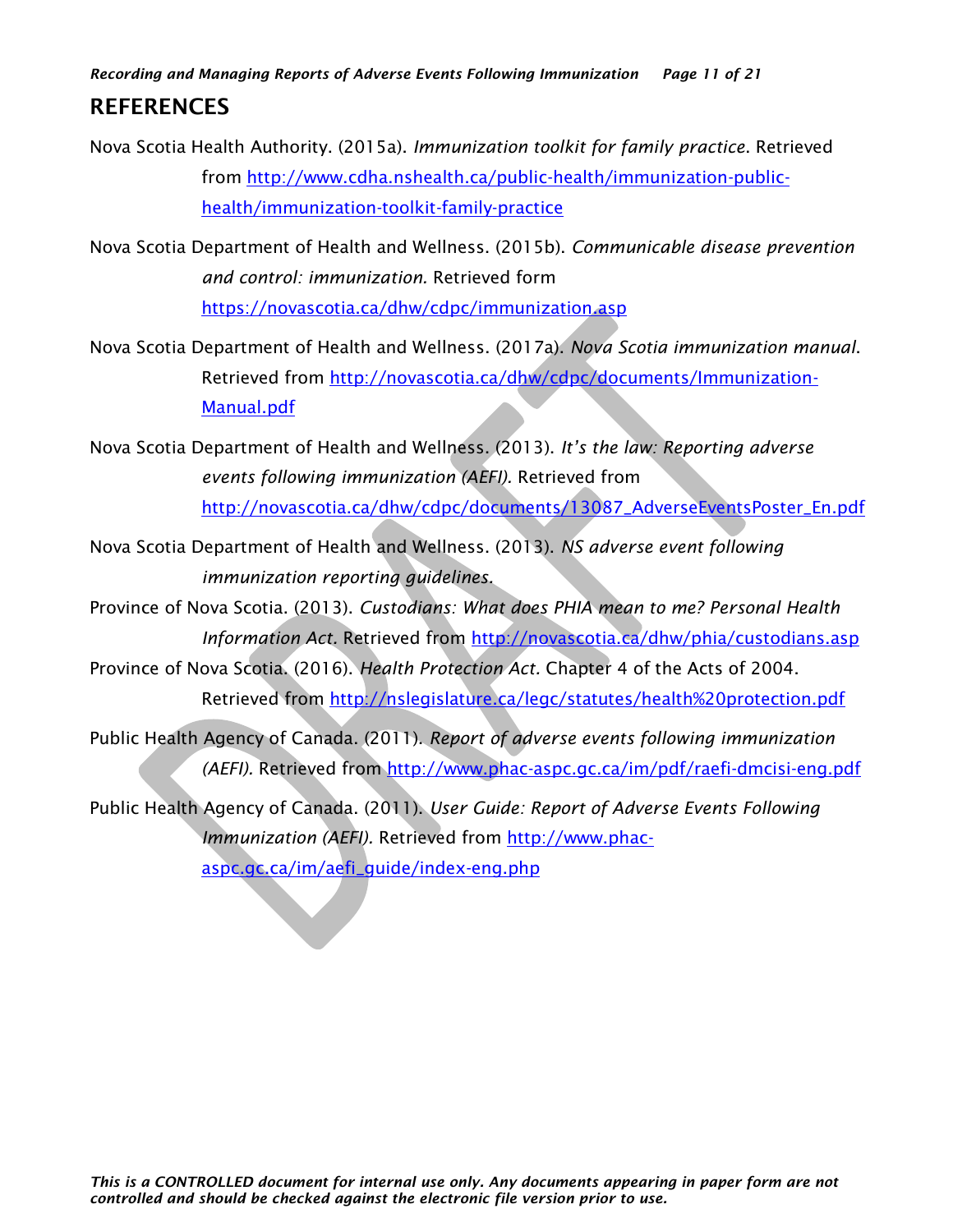## REFERENCES

Nova Scotia Health Authority. (2015a). *Immunization toolkit for family practice.* Retrieved from http://www.cdha.nshealth.ca/public-health/immunization-public-health/immunization-toolkit-family-practice

Nova Scotia Department of Health and Wellness. (2015b). *Communicable disease prevention and control: immunization.* Retrieved form https://novascotia.ca/dhw/cdpc/immunization.asp

Nova Scotia Department of Health and Wellness. (2017a). *Nova Scotia immunization manual*. Retrieved from http://novascotia.ca/dhw/cdpc/documents/Immunization-Manual.pdf

Nova Scotia Department of Health and Wellness. (2013). *It's the law: Reporting adverse events following immunization (AEFI).* Retrieved from http://novascotia.ca/dhw/cdpc/documents/13087_AdverseEventsPoster_En.pdf

Nova Scotia Department of Health and Wellness. (2013). *NS adverse event following immunization reporting guidelines.*

Province of Nova Scotia. (2013). *Custodians: What does PHIA mean to me? Personal Health Information Act.* Retrieved from http://novascotia.ca/dhw/phia/custodians.asp

Province of Nova Scotia. (2016). *Health Protection Act.* Chapter 4 of the Acts of 2004. Retrieved from http://nslegislature.ca/legc/statutes/health%20protection.pdf

Public Health Agency of Canada. (2011). *Report of adverse events following immunization (AEFI).* Retrieved from http://www.phac-aspc.gc.ca/im/pdf/raefi-dmcisi-eng.pdf

Public Health Agency of Canada. (2011). *User Guide: Report of Adverse Events Following Immunization (AEFI).* Retrieved from http://www.phac-aspc.gc.ca/im/aefi_guide/index-eng.php

*This is a CONTROLLED document for internal use only. Any documents appearing in paper form are not controlled and should be checked against the electronic file version prior to use.*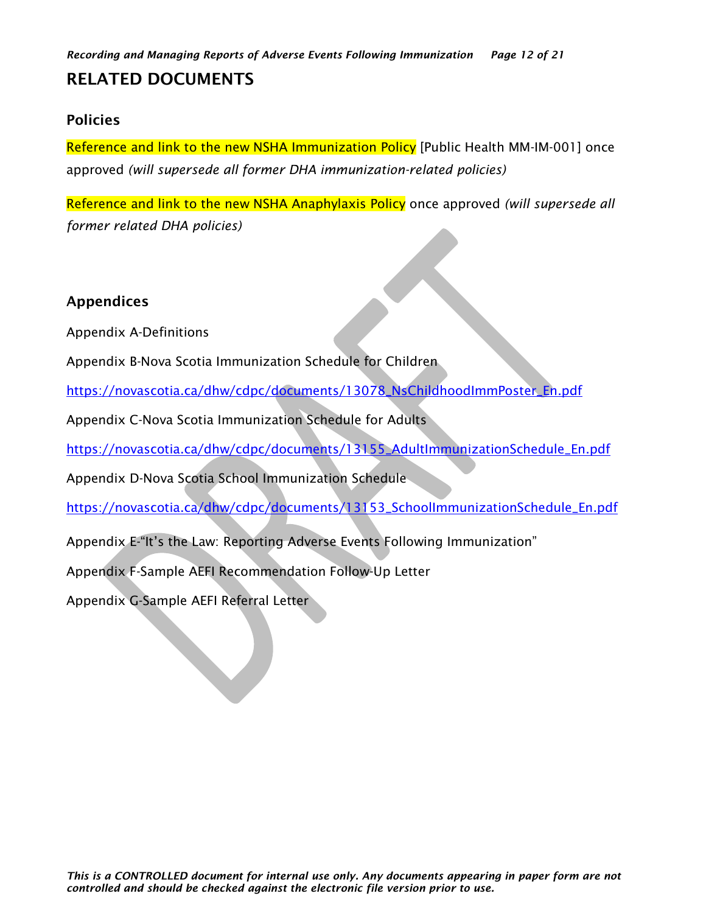# RELATED DOCUMENTS

## Policies

Reference and link to the new NSHA Immunization Policy [Public Health MM-IM-001] once approved *(will supersede all former DHA immunization-related policies)*

Reference and link to the new NSHA Anaphylaxis Policy once approved *(will supersede all former related DHA policies)*

## Appendices

Appendix A-Definitions

Appendix B-Nova Scotia Immunization Schedule for Children

https://novascotia.ca/dhw/cdpc/documents/13078_NsChildhoodImmPoster_En.pdf

Appendix C-Nova Scotia Immunization Schedule for Adults

https://novascotia.ca/dhw/cdpc/documents/13155_AdultImmunizationSchedule_En.pdf

Appendix D-Nova Scotia School Immunization Schedule

https://novascotia.ca/dhw/cdpc/documents/13153_SchoolImmunizationSchedule_En.pdf

Appendix E-"It's the Law: Reporting Adverse Events Following Immunization"

Appendix F-Sample AEFI Recommendation Follow-Up Letter

Appendix G-Sample AEFI Referral Letter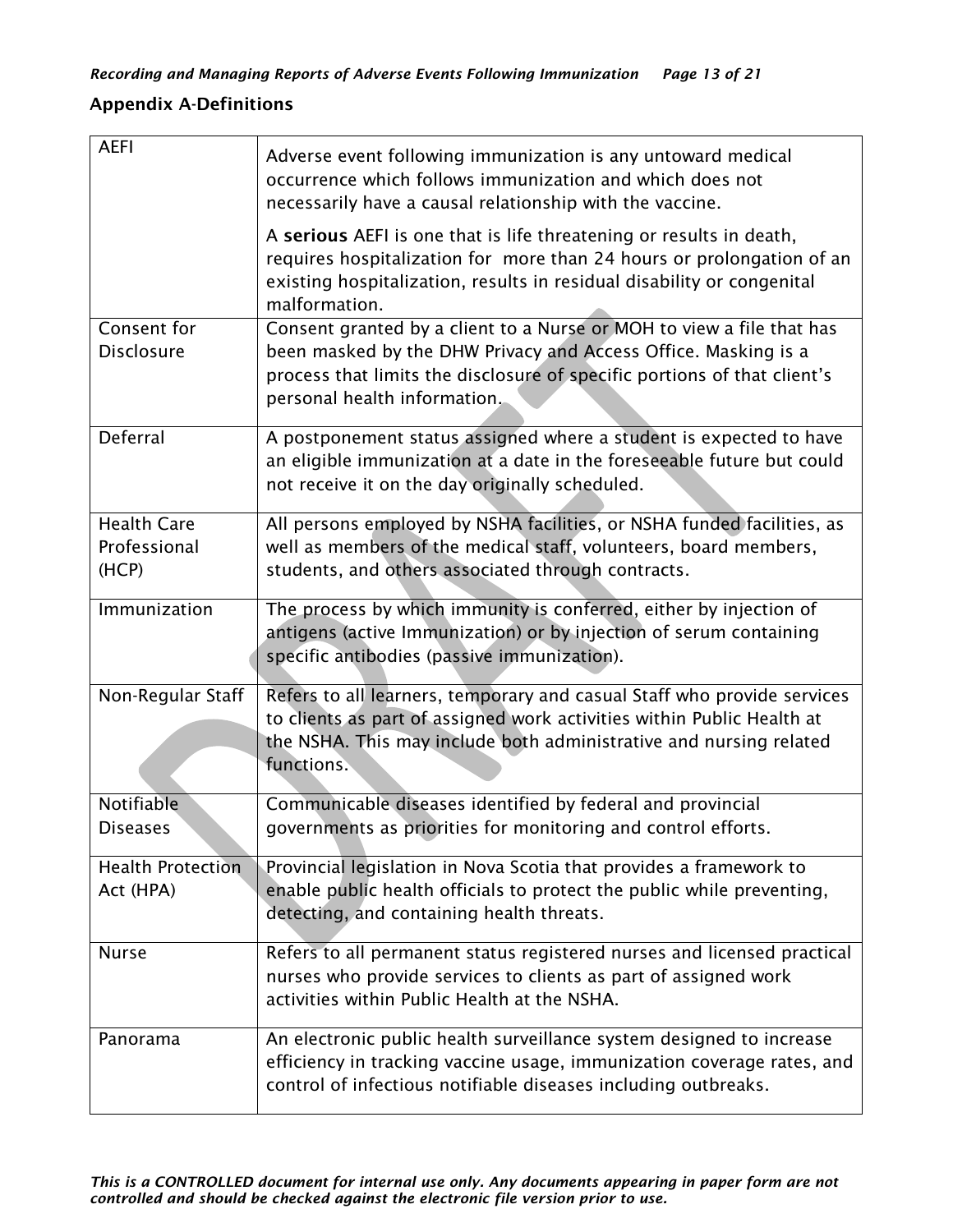## Appendix A-Definitions

| | |
|---|---|
| AEFI | Adverse event following immunization is any untoward medical occurrence which follows immunization and which does not necessarily have a causal relationship with the vaccine.<br><br>A **serious** AEFI is one that is life threatening or results in death, requires hospitalization for more than 24 hours or prolongation of an existing hospitalization, results in residual disability or congenital malformation. |
| Consent for Disclosure | Consent granted by a client to a Nurse or MOH to view a file that has been masked by the DHW Privacy and Access Office. Masking is a process that limits the disclosure of specific portions of that client's personal health information. |
| Deferral | A postponement status assigned where a student is expected to have an eligible immunization at a date in the foreseeable future but could not receive it on the day originally scheduled. |
| Health Care Professional (HCP) | All persons employed by NSHA facilities, or NSHA funded facilities, as well as members of the medical staff, volunteers, board members, students, and others associated through contracts. |
| Immunization | The process by which immunity is conferred, either by injection of antigens (active Immunization) or by injection of serum containing specific antibodies (passive immunization). |
| Non-Regular Staff | Refers to all learners, temporary and casual Staff who provide services to clients as part of assigned work activities within Public Health at the NSHA. This may include both administrative and nursing related functions. |
| Notifiable Diseases | Communicable diseases identified by federal and provincial governments as priorities for monitoring and control efforts. |
| Health Protection Act (HPA) | Provincial legislation in Nova Scotia that provides a framework to enable public health officials to protect the public while preventing, detecting, and containing health threats. |
| Nurse | Refers to all permanent status registered nurses and licensed practical nurses who provide services to clients as part of assigned work activities within Public Health at the NSHA. |
| Panorama | An electronic public health surveillance system designed to increase efficiency in tracking vaccine usage, immunization coverage rates, and control of infectious notifiable diseases including outbreaks. |

*This is a CONTROLLED document for internal use only. Any documents appearing in paper form are not controlled and should be checked against the electronic file version prior to use.*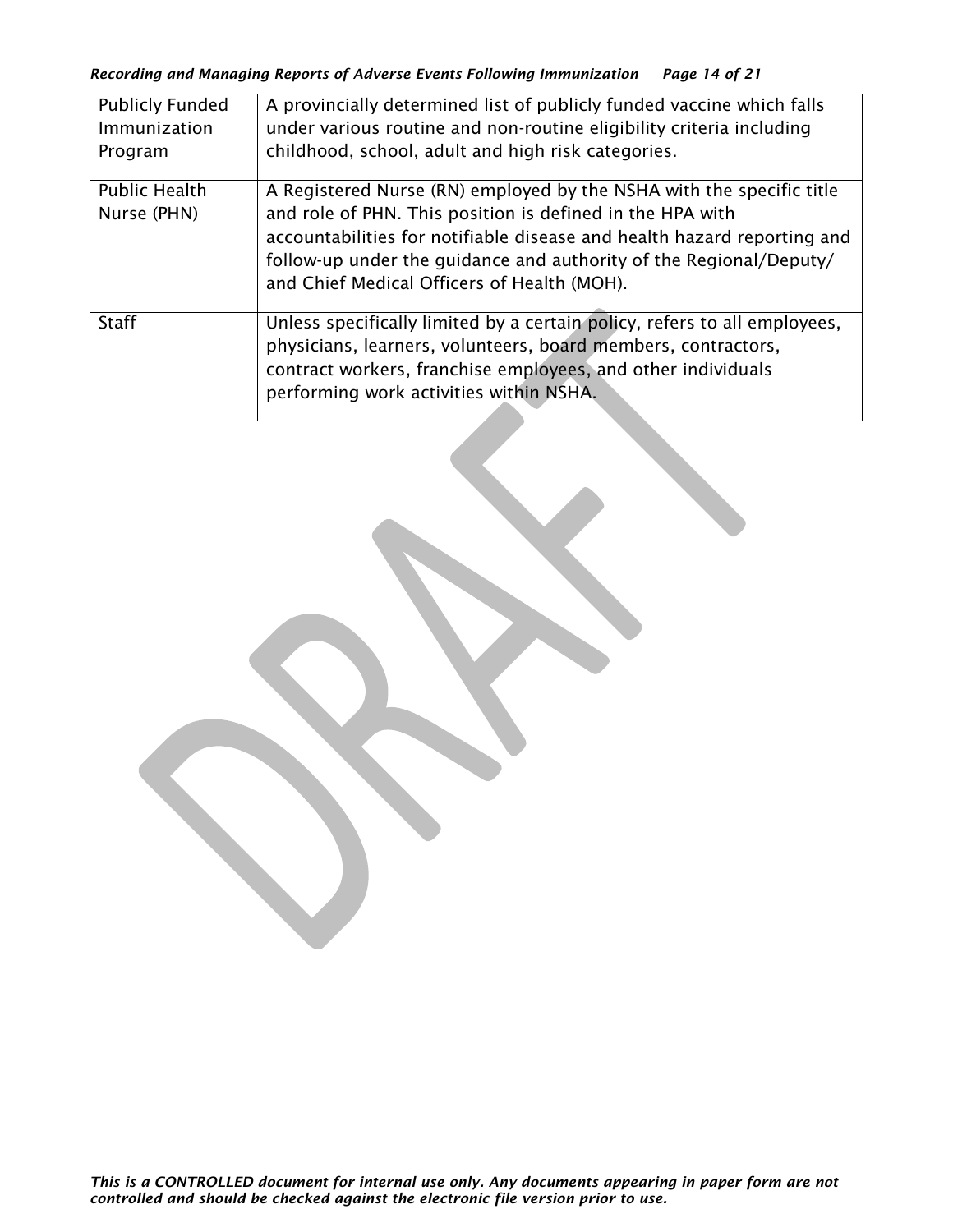| Publicly Funded Immunization Program | A provincially determined list of publicly funded vaccine which falls under various routine and non-routine eligibility criteria including childhood, school, adult and high risk categories. |
|---|---|
| Public Health Nurse (PHN) | A Registered Nurse (RN) employed by the NSHA with the specific title and role of PHN. This position is defined in the HPA with accountabilities for notifiable disease and health hazard reporting and follow-up under the guidance and authority of the Regional/Deputy/ and Chief Medical Officers of Health (MOH). |
| Staff | Unless specifically limited by a certain policy, refers to all employees, physicians, learners, volunteers, board members, contractors, contract workers, franchise employees, and other individuals performing work activities within NSHA. |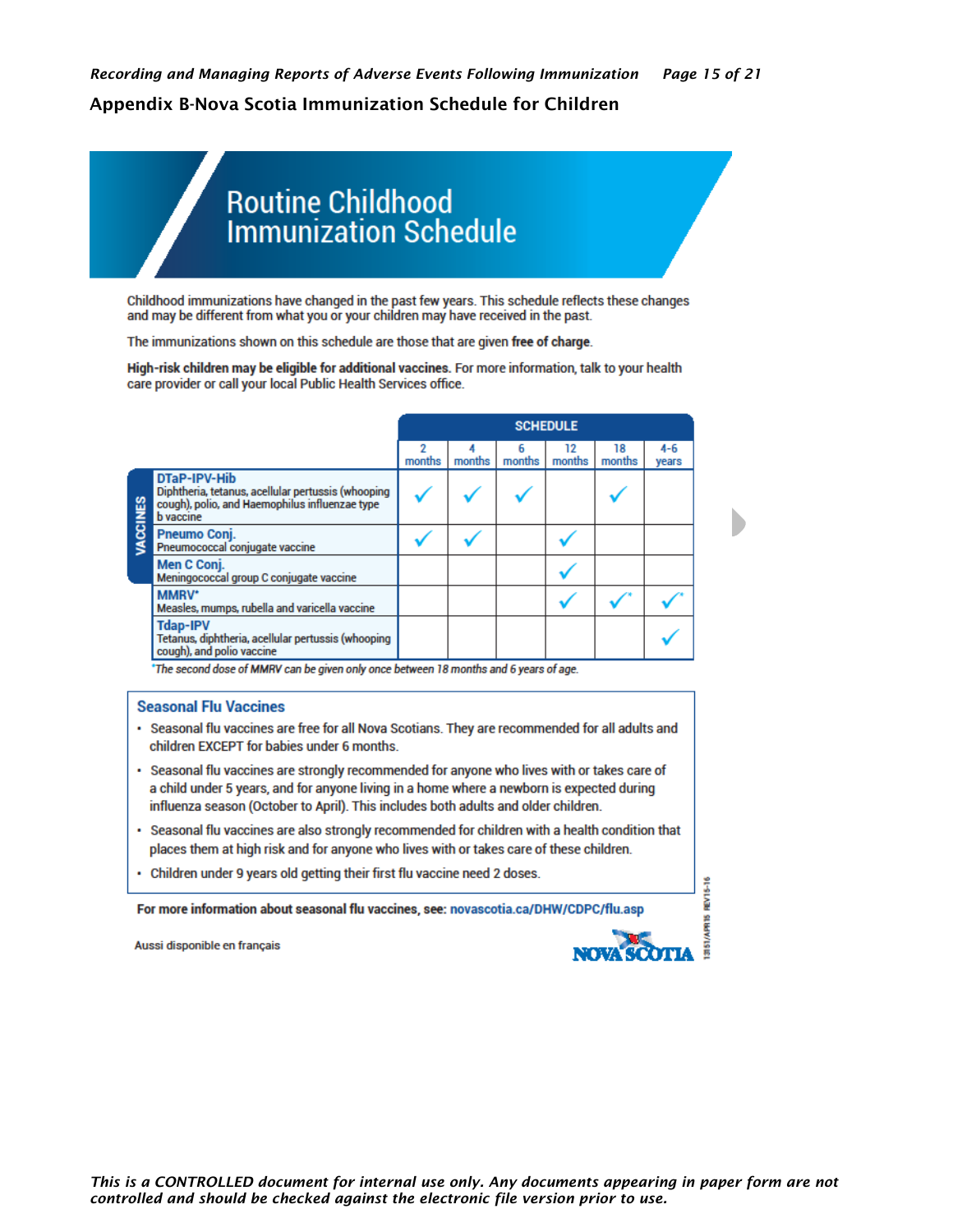## Appendix B-Nova Scotia Immunization Schedule for Children

# Routine Childhood Immunization Schedule

Childhood immunizations have changed in the past few years. This schedule reflects these changes and may be different from what you or your children may have received in the past.

The immunizations shown on this schedule are those that are given **free of charge**.

**High-risk children may be eligible for additional vaccines.** For more information, talk to your health care provider or call your local Public Health Services office.

| VACCINES | 2 months | 4 months | 6 months | 12 months | 18 months | 4-6 years |
|---|---|---|---|---|---|---|
| **DTaP-IPV-Hib** Diphtheria, tetanus, acellular pertussis (whooping cough), polio, and Haemophilus influenzae type b vaccine | ✓ | ✓ | ✓ | | ✓ | |
| **Pneumo Conj.** Pneumococcal conjugate vaccine | ✓ | ✓ | | ✓ | | |
| **Men C Conj.** Meningococcal group C conjugate vaccine | | | | ✓ | | |
| **MMRV*** Measles, mumps, rubella and varicella vaccine | | | | ✓ | ✓* | ✓* |
| **Tdap-IPV** Tetanus, diphtheria, acellular pertussis (whooping cough), and polio vaccine | | | | | | ✓ |

*The second dose of MMRV can be given only once between 18 months and 6 years of age.

### Seasonal Flu Vaccines

- Seasonal flu vaccines are free for all Nova Scotians. They are recommended for all adults and children EXCEPT for babies under 6 months.
- Seasonal flu vaccines are strongly recommended for anyone who lives with or takes care of a child under 5 years, and for anyone living in a home where a newborn is expected during influenza season (October to April). This includes both adults and older children.
- Seasonal flu vaccines are also strongly recommended for children with a health condition that places them at high risk and for anyone who lives with or takes care of these children.
- Children under 9 years old getting their first flu vaccine need 2 doses.

**For more information about seasonal flu vaccines, see:** novascotia.ca/DHW/CDPC/flu.asp

Aussi disponible en français

NOVA SCOTIA

13151/APR15 REV15-16

*This is a CONTROLLED document for internal use only. Any documents appearing in paper form are not controlled and should be checked against the electronic file version prior to use.*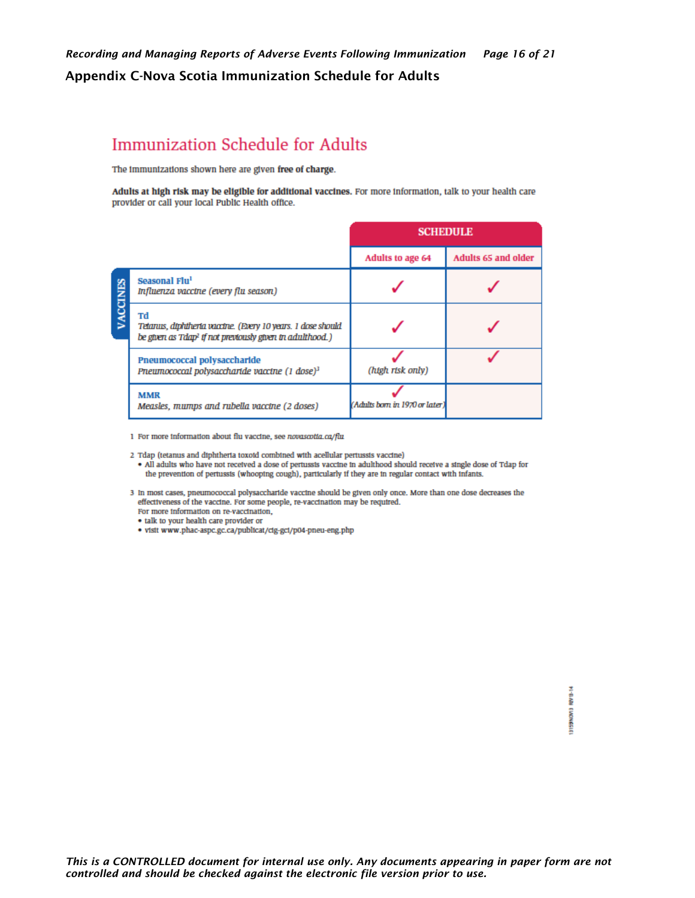## Appendix C-Nova Scotia Immunization Schedule for Adults

# Immunization Schedule for Adults

The immunizations shown here are given **free of charge**.

**Adults at high risk may be eligible for additional vaccines.** For more information, talk to your health care provider or call your local Public Health office.

| VACCINES | SCHEDULE | |
|---|---|---|
| | Adults to age 64 | Adults 65 and older |
| **Seasonal Flu**[1] *Influenza vaccine (every flu season)* | ✓ | ✓ |
| **Td** *Tetanus, diphtheria vaccine. (Every 10 years. 1 dose should be given as Tdap*[2] *if not previously given in adulthood.)* | ✓ | ✓ |
| **Pneumococcal polysaccharide** *Pneumococcal polysaccharide vaccine (1 dose)*[3] | ✓ *(high risk only)* | ✓ |
| **MMR** *Measles, mumps and rubella vaccine (2 doses)* | ✓ *(Adults born in 1970 or later)* | |

1 For more information about flu vaccine, see *novascotia.ca/flu*

2 Tdap (tetanus and diphtheria toxoid combined with acellular pertussis vaccine)
- All adults who have not received a dose of pertussis vaccine in adulthood should receive a single dose of Tdap for the prevention of pertussis (whooping cough), particularly if they are in regular contact with infants.

3 In most cases, pneumococcal polysaccharide vaccine should be given only once. More than one dose decreases the effectiveness of the vaccine. For some people, re-vaccination may be required.
For more information on re-vaccination,
- talk to your health care provider or
- visit www.phac-aspc.gc.ca/publicat/cig-gci/p04-pneu-eng.php

13159NOV13 REV0-14

*This is a CONTROLLED document for internal use only. Any documents appearing in paper form are not controlled and should be checked against the electronic file version prior to use.*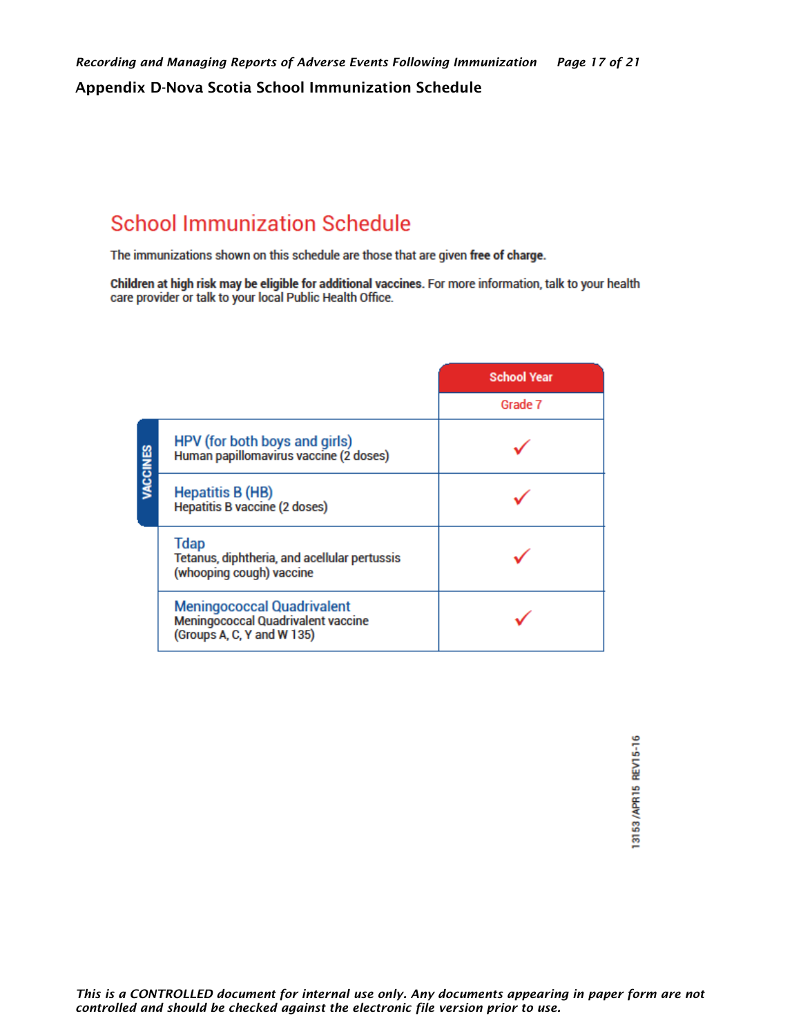## Appendix D-Nova Scotia School Immunization Schedule

# School Immunization Schedule

The immunizations shown on this schedule are those that are given **free of charge**.

**Children at high risk may be eligible for additional vaccines.** For more information, talk to your health care provider or talk to your local Public Health Office.

| VACCINES | School Year |
|---|---|
| | Grade 7 |
| HPV (for both boys and girls)<br>Human papillomavirus vaccine (2 doses) | ✓ |
| Hepatitis B (HB)<br>Hepatitis B vaccine (2 doses) | ✓ |
| Tdap<br>Tetanus, diphtheria, and acellular pertussis (whooping cough) vaccine | ✓ |
| Meningococcal Quadrivalent<br>Meningococcal Quadrivalent vaccine (Groups A, C, Y and W 135) | ✓ |

13153 /APR15 REV15-16

*This is a CONTROLLED document for internal use only. Any documents appearing in paper form are not controlled and should be checked against the electronic file version prior to use.*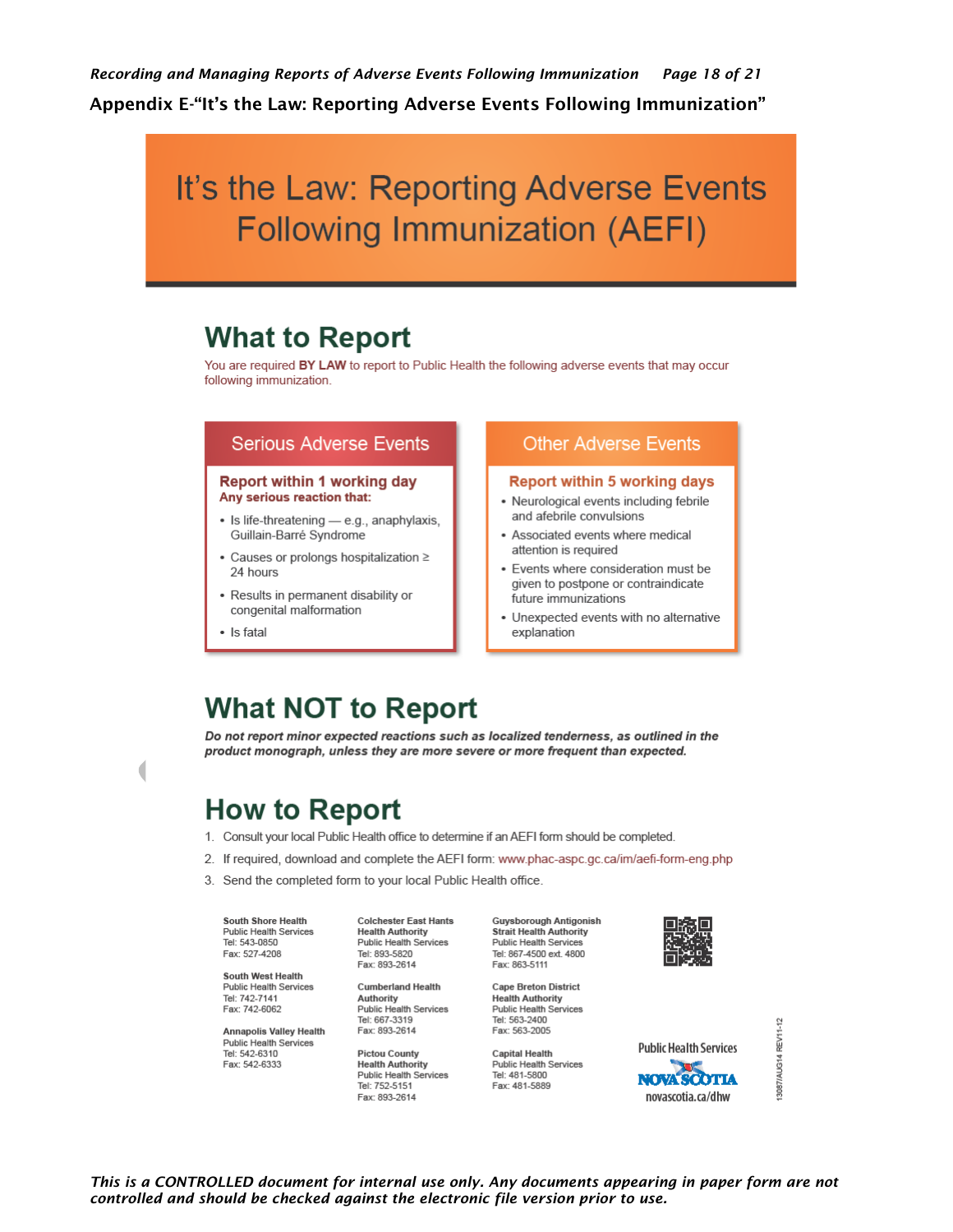## Appendix E-"It's the Law: Reporting Adverse Events Following Immunization"

# It's the Law: Reporting Adverse Events Following Immunization (AEFI)

## What to Report

You are required **BY LAW** to report to Public Health the following adverse events that may occur following immunization.

### Serious Adverse Events

**Report within 1 working day**
**Any serious reaction that:**

- Is life-threatening — e.g., anaphylaxis, Guillain-Barré Syndrome
- Causes or prolongs hospitalization ≥ 24 hours
- Results in permanent disability or congenital malformation
- Is fatal

### Other Adverse Events

**Report within 5 working days**

- Neurological events including febrile and afebrile convulsions
- Associated events where medical attention is required
- Events where consideration must be given to postpone or contraindicate future immunizations
- Unexpected events with no alternative explanation

## What NOT to Report

***Do not report minor expected reactions such as localized tenderness, as outlined in the product monograph, unless they are more severe or more frequent than expected.***

## How to Report

1. Consult your local Public Health office to determine if an AEFI form should be completed.
2. If required, download and complete the AEFI form: www.phac-aspc.gc.ca/im/aefi-form-eng.php
3. Send the completed form to your local Public Health office.

**South Shore Health**
Public Health Services
Tel: 543-0850
Fax: 527-4208

**South West Health**
Public Health Services
Tel: 742-7141
Fax: 742-6062

**Annapolis Valley Health**
Public Health Services
Tel: 542-6310
Fax: 542-6333

**Colchester East Hants Health Authority**
Public Health Services
Tel: 893-5820
Fax: 893-2614

**Cumberland Health Authority**
Public Health Services
Tel: 667-3319
Fax: 893-2614

**Pictou County Health Authority**
Public Health Services
Tel: 752-5151
Fax: 893-2614

**Guysborough Antigonish Strait Health Authority**
Public Health Services
Tel: 867-4500 ext. 4800
Fax: 863-5111

**Cape Breton District Health Authority**
Public Health Services
Tel: 563-2400
Fax: 563-2005

**Capital Health**
Public Health Services
Tel: 481-5800
Fax: 481-5889

Public Health Services
NOVA SCOTIA
novascotia.ca/dhw

13087/AUG14 REV11-12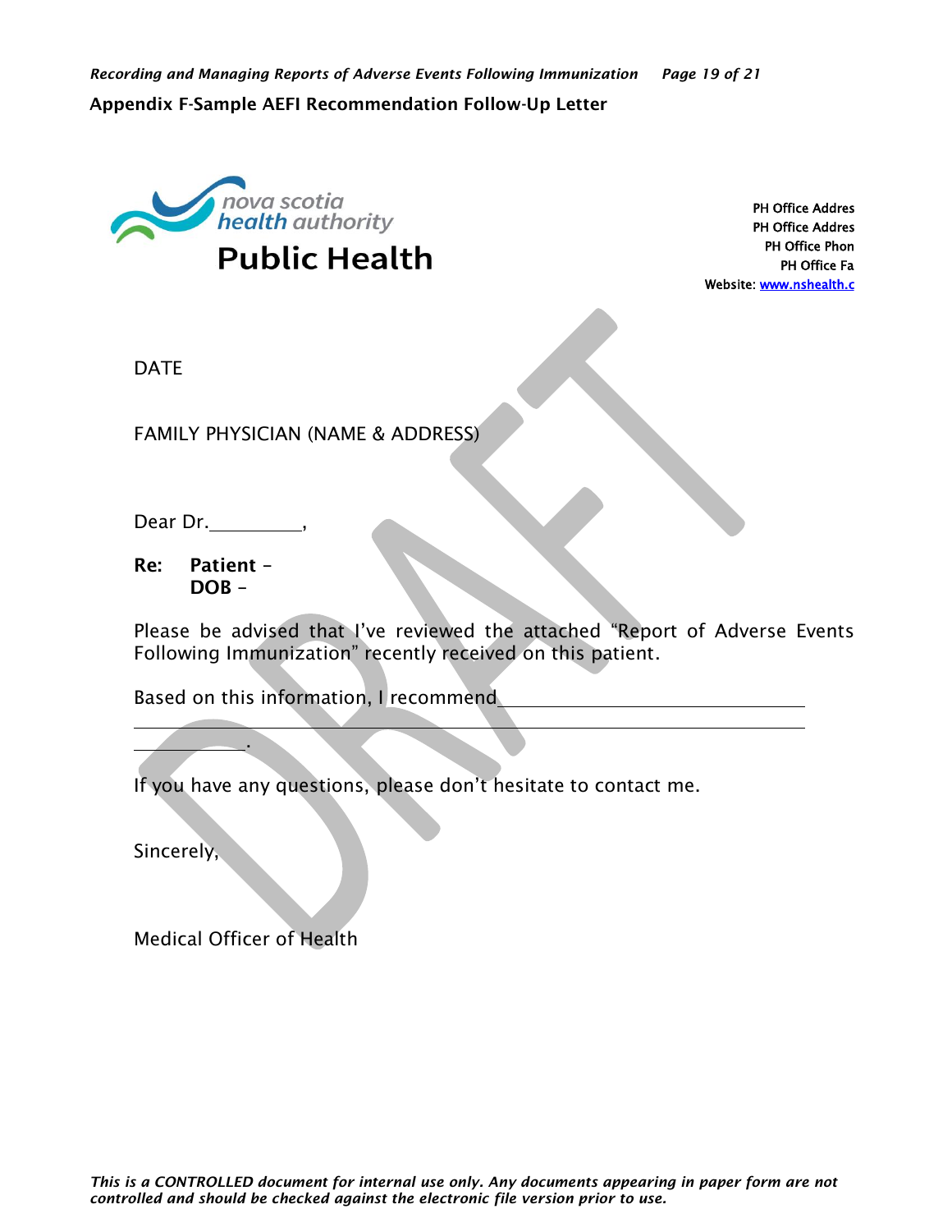## Appendix F-Sample AEFI Recommendation Follow-Up Letter

nova scotia health authority

**Public Health**

PH Office Addres
PH Office Addres
PH Office Phon
PH Office Fa
Website: www.nshealth.c

DRAFT

DATE

FAMILY PHYSICIAN (NAME & ADDRESS)

Dear Dr.__________,

**Re: Patient –**
**DOB –**

Please be advised that I've reviewed the attached "Report of Adverse Events Following Immunization" recently received on this patient.

Based on this information, I recommend________________________________
____________________________________________________________
____________.

If you have any questions, please don't hesitate to contact me.

Sincerely,

Medical Officer of Health

*This is a CONTROLLED document for internal use only. Any documents appearing in paper form are not controlled and should be checked against the electronic file version prior to use.*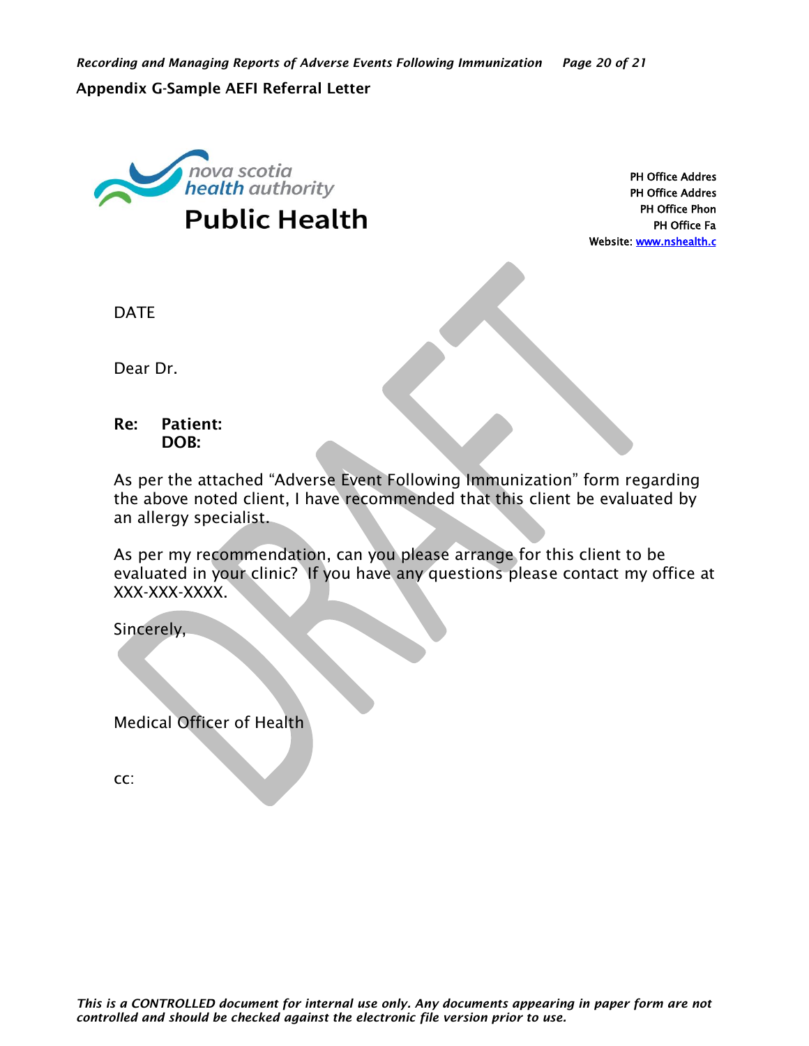## Appendix G-Sample AEFI Referral Letter

nova scotia health authority
**Public Health**

PH Office Addres
PH Office Addres
PH Office Phon
PH Office Fa
Website: www.nshealth.c

DATE

Dear Dr.

**Re:** **Patient:**
**DOB:**

As per the attached “Adverse Event Following Immunization” form regarding the above noted client, I have recommended that this client be evaluated by an allergy specialist.

As per my recommendation, can you please arrange for this client to be evaluated in your clinic? If you have any questions please contact my office at XXX-XXX-XXXX.

Sincerely,

Medical Officer of Health

cc:

DRAFT

*This is a CONTROLLED document for internal use only. Any documents appearing in paper form are not controlled and should be checked against the electronic file version prior to use.*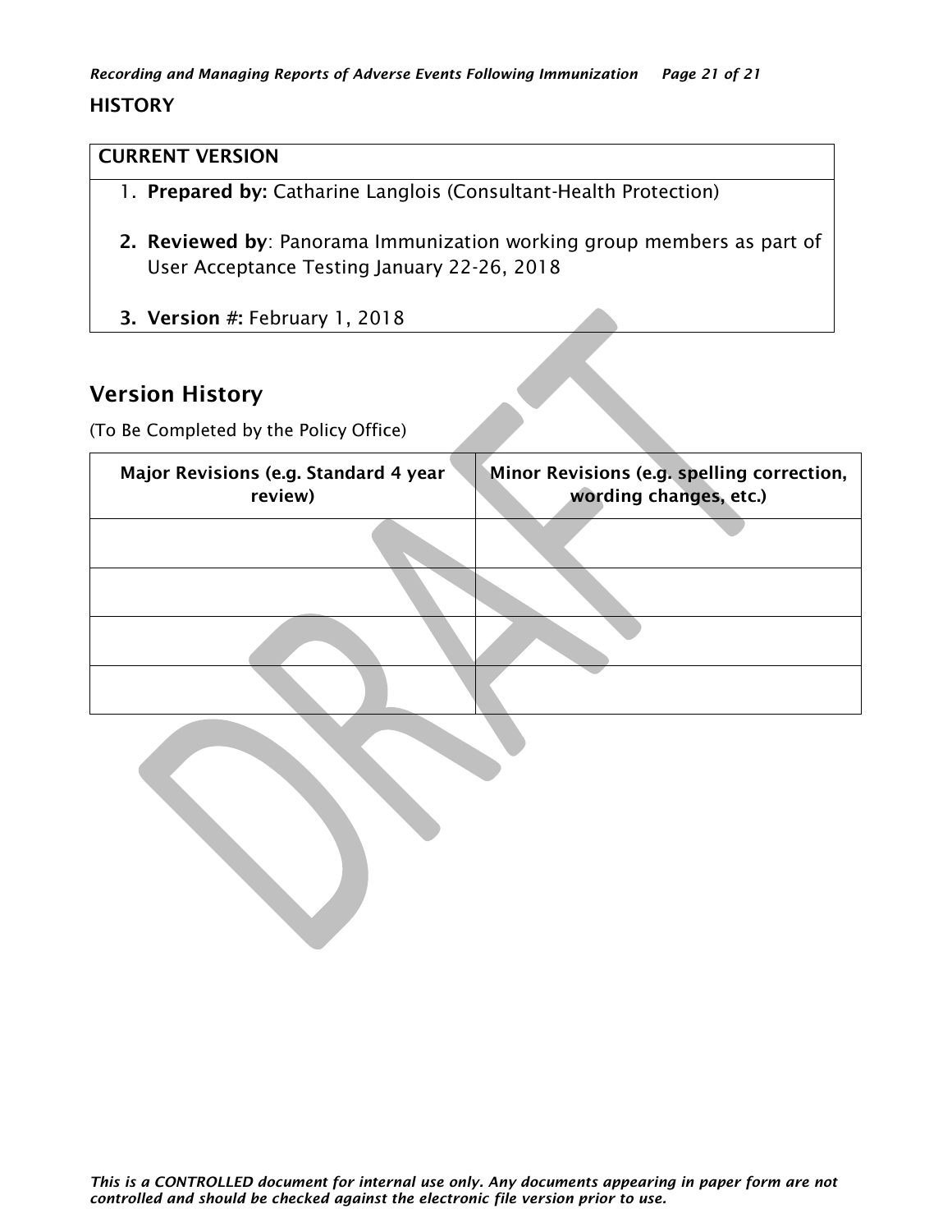## HISTORY

| CURRENT VERSION |
| --- |
| 1. **Prepared by:** Catharine Langlois (Consultant-Health Protection)<br><br>2. **Reviewed by**: Panorama Immunization working group members as part of User Acceptance Testing January 22-26, 2018<br><br>3. **Version #:** February 1, 2018 |

## Version History

(To Be Completed by the Policy Office)

| Major Revisions (e.g. Standard 4 year review) | Minor Revisions (e.g. spelling correction, wording changes, etc.) |
| --- | --- |
| | |
| | |
| | |
| | |

DRAFT

*This is a CONTROLLED document for internal use only. Any documents appearing in paper form are not controlled and should be checked against the electronic file version prior to use.*